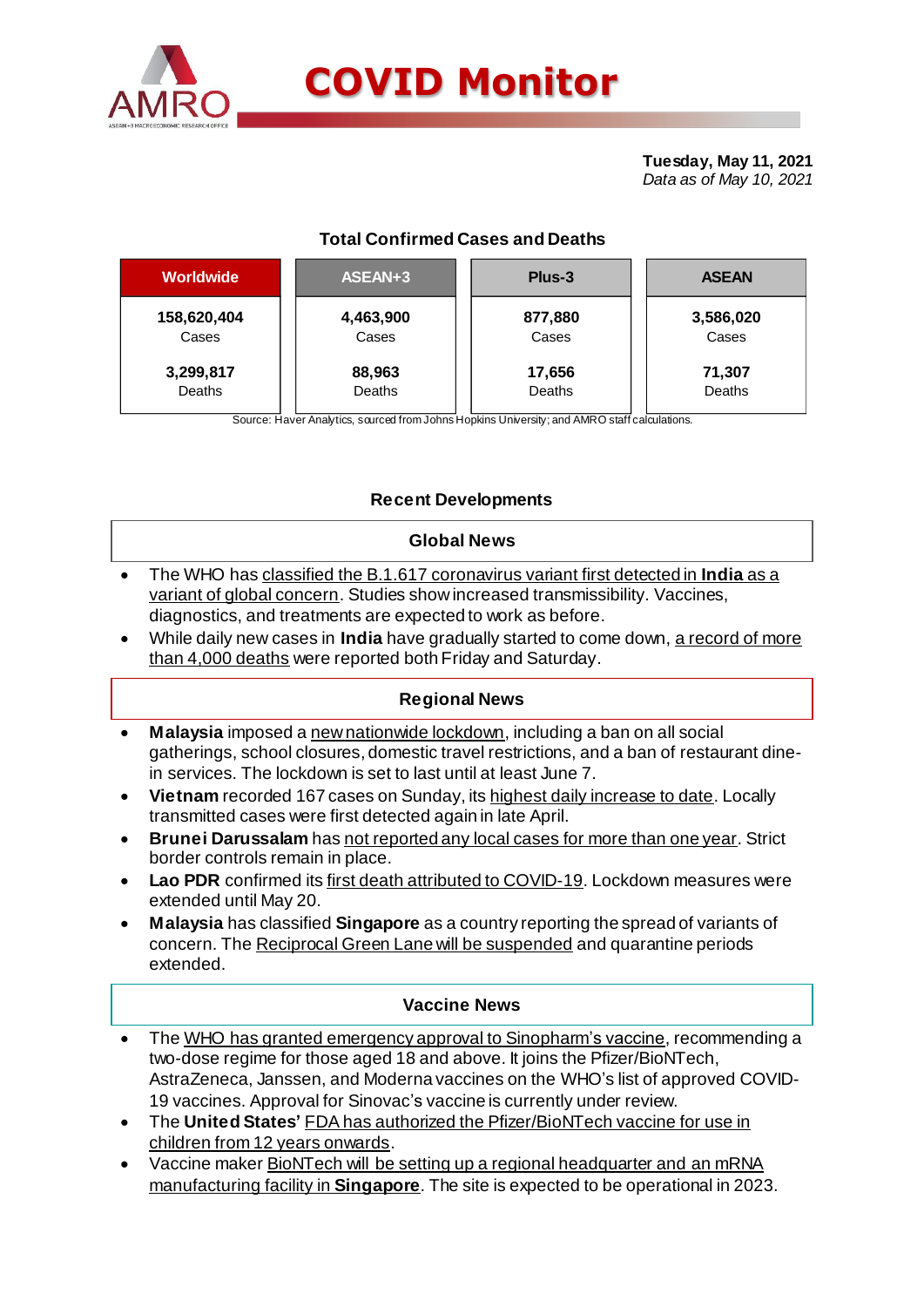# COVID Monitor

**Tuesday, May 11, 2021**
*Data as of May 10, 2021*

### Total Confirmed Cases and Deaths

| Worldwide | ASEAN+3 | Plus-3 | ASEAN |
|---|---|---|---|
| **158,620,404** Cases | **4,463,900** Cases | **877,880** Cases | **3,586,020** Cases |
| **3,299,817** Deaths | **88,963** Deaths | **17,656** Deaths | **71,307** Deaths |

Source: Haver Analytics, sourced from Johns Hopkins University; and AMRO staff calculations.

## Recent Developments

### Global News

- The WHO has classified the B.1.617 coronavirus variant first detected in **India** as a variant of global concern. Studies show increased transmissibility. Vaccines, diagnostics, and treatments are expected to work as before.
- While daily new cases in **India** have gradually started to come down, a record of more than 4,000 deaths were reported both Friday and Saturday.

### Regional News

- **Malaysia** imposed a new nationwide lockdown, including a ban on all social gatherings, school closures, domestic travel restrictions, and a ban of restaurant dine-in services. The lockdown is set to last until at least June 7.
- **Vietnam** recorded 167 cases on Sunday, its highest daily increase to date. Locally transmitted cases were first detected again in late April.
- **Brunei Darussalam** has not reported any local cases for more than one year. Strict border controls remain in place.
- **Lao PDR** confirmed its first death attributed to COVID-19. Lockdown measures were extended until May 20.
- **Malaysia** has classified **Singapore** as a country reporting the spread of variants of concern. The Reciprocal Green Lane will be suspended and quarantine periods extended.

### Vaccine News

- The WHO has granted emergency approval to Sinopharm's vaccine, recommending a two-dose regime for those aged 18 and above. It joins the Pfizer/BioNTech, AstraZeneca, Janssen, and Moderna vaccines on the WHO's list of approved COVID-19 vaccines. Approval for Sinovac's vaccine is currently under review.
- The **United States'** FDA has authorized the Pfizer/BioNTech vaccine for use in children from 12 years onwards.
- Vaccine maker BioNTech will be setting up a regional headquarter and an mRNA manufacturing facility in **Singapore**. The site is expected to be operational in 2023.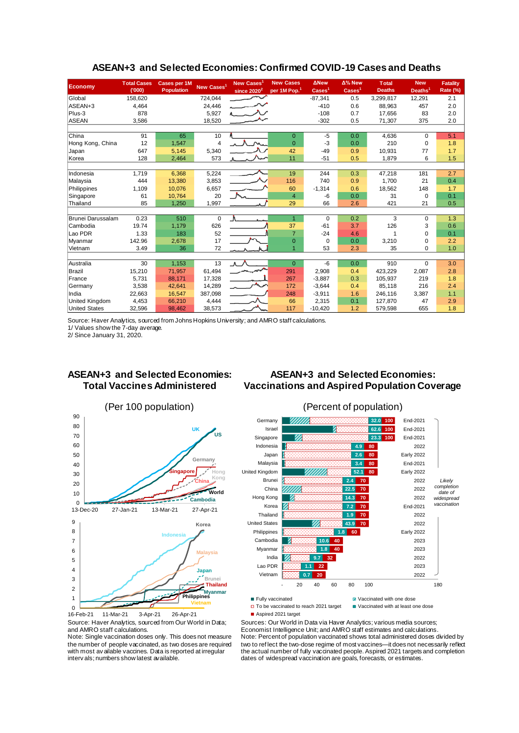## ASEAN+3 and Selected Economies: Confirmed COVID-19 Cases and Deaths

| Economy | Total Cases ('000) | Cases per 1M Population | New Cases[1] | New Cases[1] since 2020[2] | New Cases per 1M Pop.[1] | ΔNew Cases[1] | Δ% New Cases[1] | Total Deaths | New Deaths[1] | Fatality Rate (%) |
|---|---|---|---|---|---|---|---|---|---|---|
| Global | 158,620 | | 724,044 | | | -87,341 | 0.5 | 3,299,817 | 12,291 | 2.1 |
| ASEAN+3 | 4,464 | | 24,446 | | | -410 | 0.6 | 88,963 | 457 | 2.0 |
| Plus-3 | 878 | | 5,927 | | | -108 | 0.7 | 17,656 | 83 | 2.0 |
| ASEAN | 3,586 | | 18,520 | | | -302 | 0.5 | 71,307 | 375 | 2.0 |
| | | | | | | | | | | |
| China | 91 | 65 | 10 | | 0 | -5 | 0.0 | 4,636 | 0 | 5.1 |
| Hong Kong, China | 12 | 1,547 | 4 | | 0 | -3 | 0.0 | 210 | 0 | 1.8 |
| Japan | 647 | 5,145 | 5,340 | | 42 | -49 | 0.9 | 10,931 | 77 | 1.7 |
| Korea | 128 | 2,464 | 573 | | 11 | -51 | 0.5 | 1,879 | 6 | 1.5 |
| | | | | | | | | | | |
| Indonesia | 1,719 | 6,368 | 5,224 | | 19 | 244 | 0.3 | 47,218 | 181 | 2.7 |
| Malaysia | 444 | 13,380 | 3,853 | | 116 | 740 | 0.9 | 1,700 | 21 | 0.4 |
| Philippines | 1,109 | 10,076 | 6,657 | | 60 | -1,314 | 0.6 | 18,562 | 148 | 1.7 |
| Singapore | 61 | 10,764 | 20 | | 4 | -6 | 0.0 | 31 | 0 | 0.1 |
| Thailand | 85 | 1,250 | 1,997 | | 29 | 66 | 2.6 | 421 | 21 | 0.5 |
| | | | | | | | | | | |
| Brunei Darussalam | 0.23 | 510 | 0 | | 1 | 0 | 0.2 | 3 | 0 | 1.3 |
| Cambodia | 19.74 | 1,179 | 626 | | 37 | -61 | 3.7 | 126 | 3 | 0.6 |
| Lao PDR | 1.33 | 183 | 52 | | 7 | -24 | 4.6 | 1 | 0 | 0.1 |
| Myanmar | 142.96 | 2,678 | 17 | | 0 | 0 | 0.0 | 3,210 | 0 | 2.2 |
| Vietnam | 3.49 | 36 | 72 | | 1 | 53 | 2.3 | 35 | 0 | 1.0 |
| | | | | | | | | | | |
| Australia | 30 | 1,153 | 13 | | 0 | -6 | 0.0 | 910 | 0 | 3.0 |
| Brazil | 15,210 | 71,957 | 61,494 | | 291 | 2,908 | 0.4 | 423,229 | 2,087 | 2.8 |
| France | 5,731 | 88,171 | 17,328 | | 267 | -3,887 | 0.3 | 105,937 | 219 | 1.8 |
| Germany | 3,538 | 42,641 | 14,289 | | 172 | -3,644 | 0.4 | 85,118 | 216 | 2.4 |
| India | 22,663 | 16,547 | 387,098 | | 248 | -3,911 | 1.6 | 246,116 | 3,387 | 1.1 |
| United Kingdom | 4,453 | 66,210 | 4,444 | | 66 | 2,315 | 0.1 | 127,870 | 47 | 2.9 |
| United States | 32,596 | 98,462 | 38,573 | | 117 | -10,420 | 1.2 | 579,598 | 655 | 1.8 |

Source: Haver Analytics, sourced from Johns Hopkins University; and AMRO staff calculations.
1/ Values show the 7-day average.
2/ Since January 31, 2020.

## ASEAN+3 and Selected Economies: Total Vaccines Administered

(Per 100 population)

UK
US
Germany
Singapore
Hong Kong
China
World
Cambodia

13-Dec-20 27-Jan-21 13-Mar-21 27-Apr-21

Korea
Indonesia
Malaysia
Japan
Brunei
Thailand
Myanmar
Philippines
Vietnam

16-Feb-21 11-Mar-21 3-Apr-21 26-Apr-21

Source: Haver Analytics, sourced from Our World in Data; and AMRO staff calculations.
Note: Single vaccination doses only. This does not measure the number of people vaccinated, as two doses are required with most available vaccines. Data is reported at irregular intervals; numbers show latest available.

## ASEAN+3 and Selected Economies: Vaccinations and Aspired Population Coverage

(Percent of population)

Germany 32.0 100 End-2021
Israel 62.6 100 End-2021
Singapore 23.3 100 End-2021
Indonesia 4.9 80 2022
Japan 2.6 80 Early 2022
Malaysia 3.4 80 End-2021
United Kingdom 52.1 80 Early 2022
Brunei 2.4 70 2022
China 22.5 70 2022
Hong Kong 14.3 70 2022
Korea 7.2 70 End-2021
Thailand 1.9 70 2022
United States 43.9 70 2022
Philippines 1.8 60 Early 2022
Cambodia 10.6 40 2023
Myanmar 1.8 40 2023
India 9.7 32 2022
Lao PDR 1.1 22 2023
Vietnam 0.7 20 2022

Likely completion date of widespread vaccination

Fully vaccinated
To be vaccinated to reach 2021 target
Aspired 2021 target
Vaccinated with one dose
Vaccinated with at least one dose

Sources: Our World in Data via Haver Analytics; various media sources; Economist Intelligence Unit; and AMRO staff estimates and calculations.
Note: Percent of population vaccinated shows total administered doses divided by two to reflect the two-dose regime of most vaccines—it does not necessarily reflect the actual number of fully vaccinated people. Aspired 2021 targets and completion dates of widespread vaccination are goals, forecasts, or estimates.